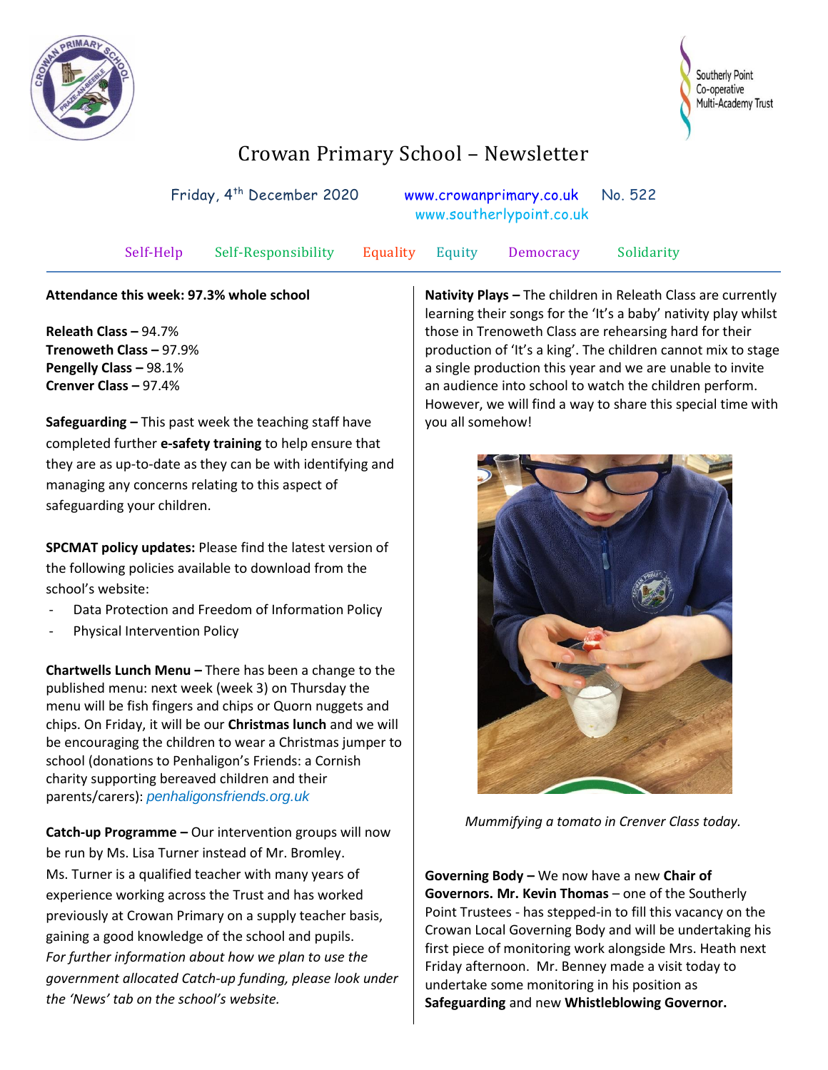# Crowan Primary School – Newsletter

Friday, 4th December 2020 www.crowanprimary.co.uk No. 522
www.southerlypoint.co.uk

Self-Help Self-Responsibility Equality Equity Democracy Solidarity

**Attendance this week: 97.3% whole school**

**Releath Class –** 94.7%
**Trenoweth Class –** 97.9%
**Pengelly Class –** 98.1%
**Crenver Class –** 97.4%

**Safeguarding –** This past week the teaching staff have completed further **e-safety training** to help ensure that they are as up-to-date as they can be with identifying and managing any concerns relating to this aspect of safeguarding your children.

**SPCMAT policy updates:** Please find the latest version of the following policies available to download from the school's website:

- Data Protection and Freedom of Information Policy
- Physical Intervention Policy

**Chartwells Lunch Menu –** There has been a change to the published menu: next week (week 3) on Thursday the menu will be fish fingers and chips or Quorn nuggets and chips. On Friday, it will be our **Christmas lunch** and we will be encouraging the children to wear a Christmas jumper to school (donations to Penhaligon's Friends: a Cornish charity supporting bereaved children and their parents/carers): *penhaligonsfriends.org.uk*

**Catch-up Programme –** Our intervention groups will now be run by Ms. Lisa Turner instead of Mr. Bromley. Ms. Turner is a qualified teacher with many years of experience working across the Trust and has worked previously at Crowan Primary on a supply teacher basis, gaining a good knowledge of the school and pupils. *For further information about how we plan to use the government allocated Catch-up funding, please look under the 'News' tab on the school's website.*

**Nativity Plays –** The children in Releath Class are currently learning their songs for the 'It's a baby' nativity play whilst those in Trenoweth Class are rehearsing hard for their production of 'It's a king'. The children cannot mix to stage a single production this year and we are unable to invite an audience into school to watch the children perform. However, we will find a way to share this special time with you all somehow!

*Mummifying a tomato in Crenver Class today.*

**Governing Body –** We now have a new **Chair of Governors. Mr. Kevin Thomas** – one of the Southerly Point Trustees - has stepped-in to fill this vacancy on the Crowan Local Governing Body and will be undertaking his first piece of monitoring work alongside Mrs. Heath next Friday afternoon. Mr. Benney made a visit today to undertake some monitoring in his position as **Safeguarding** and new **Whistleblowing Governor.**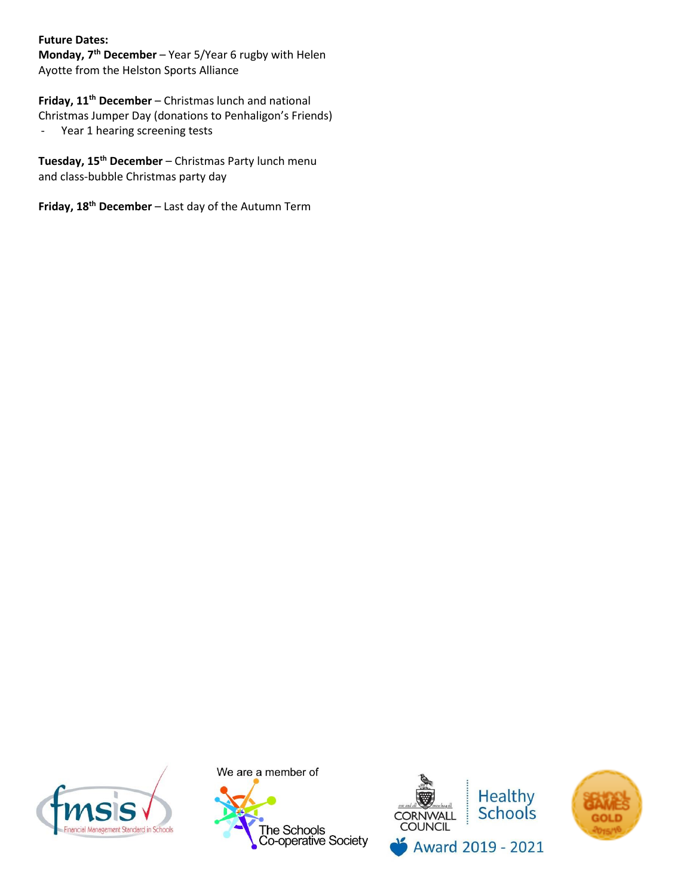**Future Dates:**

**Monday, 7th December** – Year 5/Year 6 rugby with Helen Ayotte from the Helston Sports Alliance

**Friday, 11th December** – Christmas lunch and national Christmas Jumper Day (donations to Penhaligon's Friends)

- Year 1 hearing screening tests

**Tuesday, 15th December** – Christmas Party lunch menu and class-bubble Christmas party day

**Friday, 18th December** – Last day of the Autumn Term

fmsis Financial Management Standard in Schools

We are a member of The Schools Co-operative Society

CORNWALL COUNCIL Healthy Schools Award 2019 - 2021

SCHOOL GAMES GOLD 2015/16